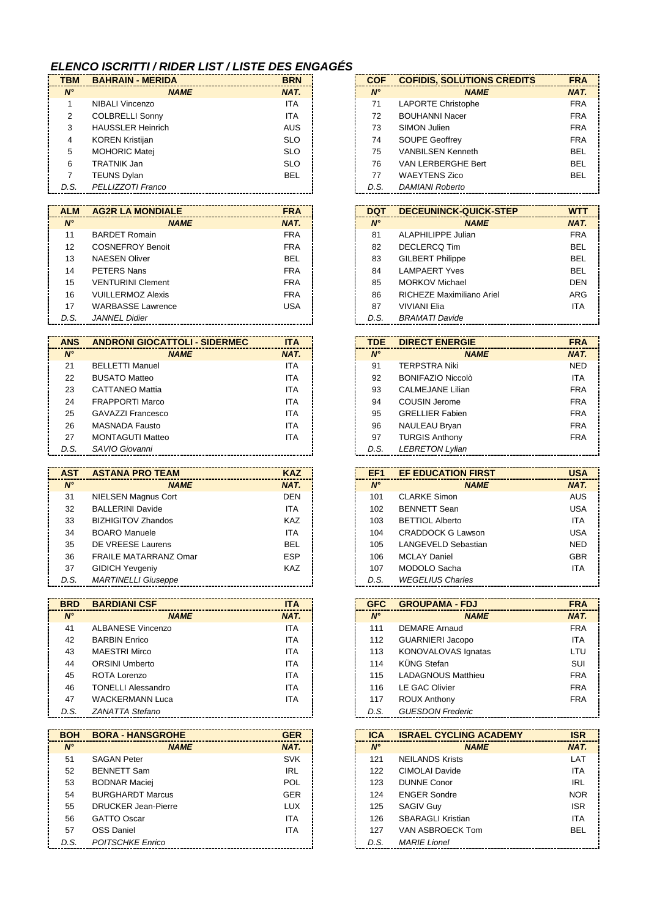# ELENCO ISCRITTI / RIDER LIST / LISTE DES ENGAGÉS

| TBM | BAHRAIN - MERIDA | BRN |
|---|---|---|
| N° | NAME | NAT. |
| 1 | NIBALI Vincenzo | ITA |
| 2 | COLBRELLI Sonny | ITA |
| 3 | HAUSSLER Heinrich | AUS |
| 4 | KOREN Kristijan | SLO |
| 5 | MOHORIC Matej | SLO |
| 6 | TRATNIK Jan | SLO |
| 7 | TEUNS Dylan | BEL |
| *D.S.* | *PELLIZZOTI Franco* | |

| ALM | AG2R LA MONDIALE | FRA |
|---|---|---|
| N° | NAME | NAT. |
| 11 | BARDET Romain | FRA |
| 12 | COSNEFROY Benoit | FRA |
| 13 | NAESEN Oliver | BEL |
| 14 | PETERS Nans | FRA |
| 15 | VENTURINI Clement | FRA |
| 16 | VUILLERMOZ Alexis | FRA |
| 17 | WARBASSE Lawrence | USA |
| *D.S.* | *JANNEL Didier* | |

| ANS | ANDRONI GIOCATTOLI - SIDERMEC | ITA |
|---|---|---|
| N° | NAME | NAT. |
| 21 | BELLETTI Manuel | ITA |
| 22 | BUSATO Matteo | ITA |
| 23 | CATTANEO Mattia | ITA |
| 24 | FRAPPORTI Marco | ITA |
| 25 | GAVAZZI Francesco | ITA |
| 26 | MASNADA Fausto | ITA |
| 27 | MONTAGUTI Matteo | ITA |
| *D.S.* | *SAVIO Giovanni* | |

| AST | ASTANA PRO TEAM | KAZ |
|---|---|---|
| N° | NAME | NAT. |
| 31 | NIELSEN Magnus Cort | DEN |
| 32 | BALLERINI Davide | ITA |
| 33 | BIZHIGITOV Zhandos | KAZ |
| 34 | BOARO Manuele | ITA |
| 35 | DE VREESE Laurens | BEL |
| 36 | FRAILE MATARRANZ Omar | ESP |
| 37 | GIDICH Yevgeniy | KAZ |
| *D.S.* | *MARTINELLI Giuseppe* | |

| BRD | BARDIANI CSF | ITA |
|---|---|---|
| N° | NAME | NAT. |
| 41 | ALBANESE Vincenzo | ITA |
| 42 | BARBIN Enrico | ITA |
| 43 | MAESTRI Mirco | ITA |
| 44 | ORSINI Umberto | ITA |
| 45 | ROTA Lorenzo | ITA |
| 46 | TONELLI Alessandro | ITA |
| 47 | WACKERMANN Luca | ITA |
| *D.S.* | *ZANATTA Stefano* | |

| BOH | BORA - HANSGROHE | GER |
|---|---|---|
| N° | NAME | NAT. |
| 51 | SAGAN Peter | SVK |
| 52 | BENNETT Sam | IRL |
| 53 | BODNAR Maciej | POL |
| 54 | BURGHARDT Marcus | GER |
| 55 | DRUCKER Jean-Pierre | LUX |
| 56 | GATTO Oscar | ITA |
| 57 | OSS Daniel | ITA |
| *D.S.* | *POITSCHKE Enrico* | |

| COF | COFIDIS, SOLUTIONS CREDITS | FRA |
|---|---|---|
| N° | NAME | NAT. |
| 71 | LAPORTE Christophe | FRA |
| 72 | BOUHANNI Nacer | FRA |
| 73 | SIMON Julien | FRA |
| 74 | SOUPE Geoffrey | FRA |
| 75 | VANBILSEN Kenneth | BEL |
| 76 | VAN LERBERGHE Bert | BEL |
| 77 | WAEYTENS Zico | BEL |
| *D.S.* | *DAMIANI Roberto* | |

| DQT | DECEUNINCK-QUICK-STEP | WTT |
|---|---|---|
| N° | NAME | NAT. |
| 81 | ALAPHILIPPE Julian | FRA |
| 82 | DECLERCQ Tim | BEL |
| 83 | GILBERT Philippe | BEL |
| 84 | LAMPAERT Yves | BEL |
| 85 | MORKOV Michael | DEN |
| 86 | RICHEZE Maximiliano Ariel | ARG |
| 87 | VIVIANI Elia | ITA |
| *D.S.* | *BRAMATI Davide* | |

| TDE | DIRECT ENERGIE | FRA |
|---|---|---|
| N° | NAME | NAT. |
| 91 | TERPSTRA Niki | NED |
| 92 | BONIFAZIO Niccolò | ITA |
| 93 | CALMEJANE Lilian | FRA |
| 94 | COUSIN Jerome | FRA |
| 95 | GRELLIER Fabien | FRA |
| 96 | NAULEAU Bryan | FRA |
| 97 | TURGIS Anthony | FRA |
| *D.S.* | *LEBRETON Lylian* | |

| EF1 | EF EDUCATION FIRST | USA |
|---|---|---|
| N° | NAME | NAT. |
| 101 | CLARKE Simon | AUS |
| 102 | BENNETT Sean | USA |
| 103 | BETTIOL Alberto | ITA |
| 104 | CRADDOCK G Lawson | USA |
| 105 | LANGEVELD Sebastian | NED |
| 106 | MCLAY Daniel | GBR |
| 107 | MODOLO Sacha | ITA |
| *D.S.* | *WEGELIUS Charles* | |

| GFC | GROUPAMA - FDJ | FRA |
|---|---|---|
| N° | NAME | NAT. |
| 111 | DEMARE Arnaud | FRA |
| 112 | GUARNIERI Jacopo | ITA |
| 113 | KONOVALOVAS Ignatas | LTU |
| 114 | KÜNG Stefan | SUI |
| 115 | LADAGNOUS Matthieu | FRA |
| 116 | LE GAC Olivier | FRA |
| 117 | ROUX Anthony | FRA |
| *D.S.* | *GUESDON Frederic* | |

| ICA | ISRAEL CYCLING ACADEMY | ISR |
|---|---|---|
| N° | NAME | NAT. |
| 121 | NEILANDS Krists | LAT |
| 122 | CIMOLAI Davide | ITA |
| 123 | DUNNE Conor | IRL |
| 124 | ENGER Sondre | NOR |
| 125 | SAGIV Guy | ISR |
| 126 | SBARAGLI Kristian | ITA |
| 127 | VAN ASBROECK Tom | BEL |
| *D.S.* | *MARIE Lionel* | |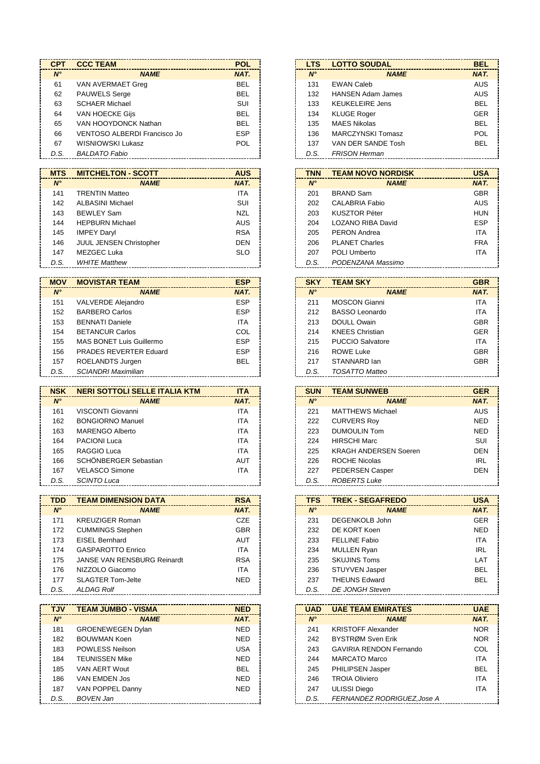| CPT | CCC TEAM | POL |
|---|---|---|
| N° | NAME | NAT. |
| 61 | VAN AVERMAET Greg | BEL |
| 62 | PAUWELS Serge | BEL |
| 63 | SCHAER Michael | SUI |
| 64 | VAN HOECKE Gijs | BEL |
| 65 | VAN HOOYDONCK Nathan | BEL |
| 66 | VENTOSO ALBERDI Francisco Jo | ESP |
| 67 | WISNIOWSKI Lukasz | POL |
| D.S. | *BALDATO Fabio* | |

| LTS | LOTTO SOUDAL | BEL |
|---|---|---|
| N° | NAME | NAT. |
| 131 | EWAN Caleb | AUS |
| 132 | HANSEN Adam James | AUS |
| 133 | KEUKELEIRE Jens | BEL |
| 134 | KLUGE Roger | GER |
| 135 | MAES Nikolas | BEL |
| 136 | MARCZYNSKI Tomasz | POL |
| 137 | VAN DER SANDE Tosh | BEL |
| D.S. | *FRISON Herman* | |

| MTS | MITCHELTON - SCOTT | AUS |
|---|---|---|
| N° | NAME | NAT. |
| 141 | TRENTIN Matteo | ITA |
| 142 | ALBASINI Michael | SUI |
| 143 | BEWLEY Sam | NZL |
| 144 | HEPBURN Michael | AUS |
| 145 | IMPEY Daryl | RSA |
| 146 | JUUL JENSEN Christopher | DEN |
| 147 | MEZGEC Luka | SLO |
| D.S. | *WHITE Matthew* | |

| TNN | TEAM NOVO NORDISK | USA |
|---|---|---|
| N° | NAME | NAT. |
| 201 | BRAND Sam | GBR |
| 202 | CALABRIA Fabio | AUS |
| 203 | KUSZTOR Péter | HUN |
| 204 | LOZANO RIBA David | ESP |
| 205 | PERON Andrea | ITA |
| 206 | PLANET Charles | FRA |
| 207 | POLI Umberto | ITA |
| D.S. | *PODENZANA Massimo* | |

| MOV | MOVISTAR TEAM | ESP |
|---|---|---|
| N° | NAME | NAT. |
| 151 | VALVERDE Alejandro | ESP |
| 152 | BARBERO Carlos | ESP |
| 153 | BENNATI Daniele | ITA |
| 154 | BETANCUR Carlos | COL |
| 155 | MAS BONET Luis Guillermo | ESP |
| 156 | PRADES REVERTER Eduard | ESP |
| 157 | ROELANDTS Jurgen | BEL |
| D.S. | *SCIANDRI Maximilian* | |

| SKY | TEAM SKY | GBR |
|---|---|---|
| N° | NAME | NAT. |
| 211 | MOSCON Gianni | ITA |
| 212 | BASSO Leonardo | ITA |
| 213 | DOULL Owain | GBR |
| 214 | KNEES Christian | GER |
| 215 | PUCCIO Salvatore | ITA |
| 216 | ROWE Luke | GBR |
| 217 | STANNARD Ian | GBR |
| D.S. | *TOSATTO Matteo* | |

| NSK | NERI SOTTOLI SELLE ITALIA KTM | ITA |
|---|---|---|
| N° | NAME | NAT. |
| 161 | VISCONTI Giovanni | ITA |
| 162 | BONGIORNO Manuel | ITA |
| 163 | MARENGO Alberto | ITA |
| 164 | PACIONI Luca | ITA |
| 165 | RAGGIO Luca | ITA |
| 166 | SCHÖNBERGER Sebastian | AUT |
| 167 | VELASCO Simone | ITA |
| D.S. | *SCINTO Luca* | |

| SUN | TEAM SUNWEB | GER |
|---|---|---|
| N° | NAME | NAT. |
| 221 | MATTHEWS Michael | AUS |
| 222 | CURVERS Roy | NED |
| 223 | DUMOULIN Tom | NED |
| 224 | HIRSCHI Marc | SUI |
| 225 | KRAGH ANDERSEN Soeren | DEN |
| 226 | ROCHE Nicolas | IRL |
| 227 | PEDERSEN Casper | DEN |
| D.S. | *ROBERTS Luke* | |

| TDD | TEAM DIMENSION DATA | RSA |
|---|---|---|
| N° | NAME | NAT. |
| 171 | KREUZIGER Roman | CZE |
| 172 | CUMMINGS Stephen | GBR |
| 173 | EISEL Bernhard | AUT |
| 174 | GASPAROTTO Enrico | ITA |
| 175 | JANSE VAN RENSBURG Reinardt | RSA |
| 176 | NIZZOLO Giacomo | ITA |
| 177 | SLAGTER Tom-Jelte | NED |
| D.S. | *ALDAG Rolf* | |

| TFS | TREK - SEGAFREDO | USA |
|---|---|---|
| N° | NAME | NAT. |
| 231 | DEGENKOLB John | GER |
| 232 | DE KORT Koen | NED |
| 233 | FELLINE Fabio | ITA |
| 234 | MULLEN Ryan | IRL |
| 235 | SKUJINS Toms | LAT |
| 236 | STUYVEN Jasper | BEL |
| 237 | THEUNS Edward | BEL |
| D.S. | *DE JONGH Steven* | |

| TJV | TEAM JUMBO - VISMA | NED |
|---|---|---|
| N° | NAME | NAT. |
| 181 | GROENEWEGEN Dylan | NED |
| 182 | BOUWMAN Koen | NED |
| 183 | POWLESS Neilson | USA |
| 184 | TEUNISSEN Mike | NED |
| 185 | VAN AERT Wout | BEL |
| 186 | VAN EMDEN Jos | NED |
| 187 | VAN POPPEL Danny | NED |
| D.S. | *BOVEN Jan* | |

| UAD | UAE TEAM EMIRATES | UAE |
|---|---|---|
| N° | NAME | NAT. |
| 241 | KRISTOFF Alexander | NOR |
| 242 | BYSTRØM Sven Erik | NOR |
| 243 | GAVIRIA RENDON Fernando | COL |
| 244 | MARCATO Marco | ITA |
| 245 | PHILIPSEN Jasper | BEL |
| 246 | TROIA Oliviero | ITA |
| 247 | ULISSI Diego | ITA |
| D.S. | *FERNANDEZ RODRIGUEZ,Jose A* | |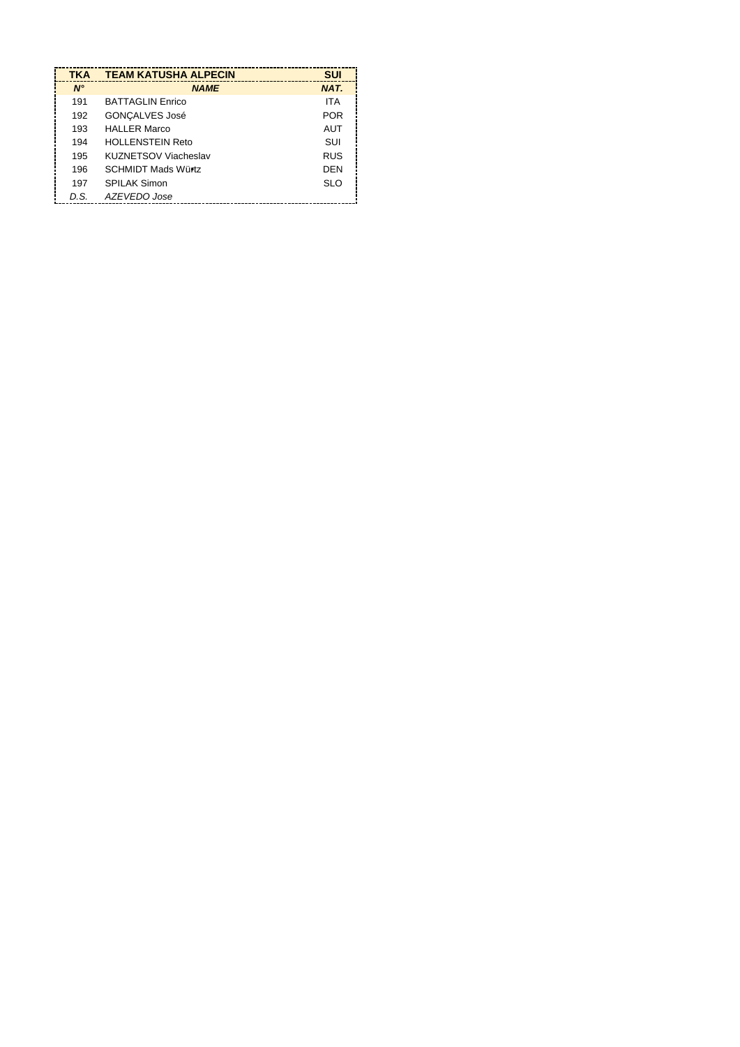| TKA | TEAM KATUSHA ALPECIN | SUI |
|---|---|---|
| ***N°*** | ***NAME*** | ***NAT.*** |
| 191 | BATTAGLIN Enrico | ITA |
| 192 | GONÇALVES José | POR |
| 193 | HALLER Marco | AUT |
| 194 | HOLLENSTEIN Reto | SUI |
| 195 | KUZNETSOV Viacheslav | RUS |
| 196 | SCHMIDT Mads Würtz | DEN |
| 197 | SPILAK Simon | SLO |
| *D.S.* | *AZEVEDO Jose* | |